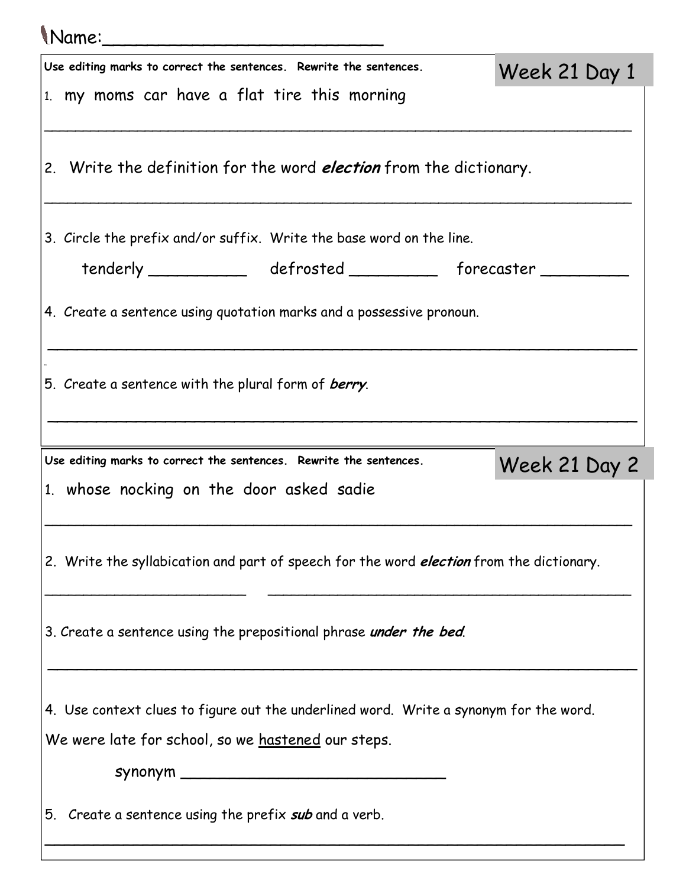Name:_________________________

## Week 21 Day 1

**Use editing marks to correct the sentences. Rewrite the sentences.**

1. my moms car have a flat tire this morning

_______________________________________________________________

2. Write the definition for the word ***election*** from the dictionary.

_______________________________________________________________

3. Circle the prefix and/or suffix. Write the base word on the line.

tenderly __________ defrosted _________ forecaster _________

4. Create a sentence using quotation marks and a possessive pronoun.

_______________________________________________________________

5. Create a sentence with the plural form of ***berry***.

_______________________________________________________________

## Week 21 Day 2

**Use editing marks to correct the sentences. Rewrite the sentences.**

1. whose nocking on the door asked sadie

_______________________________________________________________

2. Write the syllabication and part of speech for the word ***election*** from the dictionary.

________________________ ____________________________________

3. Create a sentence using the prepositional phrase ***under the bed***.

_______________________________________________________________

4. Use context clues to figure out the underlined word. Write a synonym for the word.

We were late for school, so we <u>hastened</u> our steps.

synonym ____________________________

5. Create a sentence using the prefix ***sub*** and a verb.

_______________________________________________________________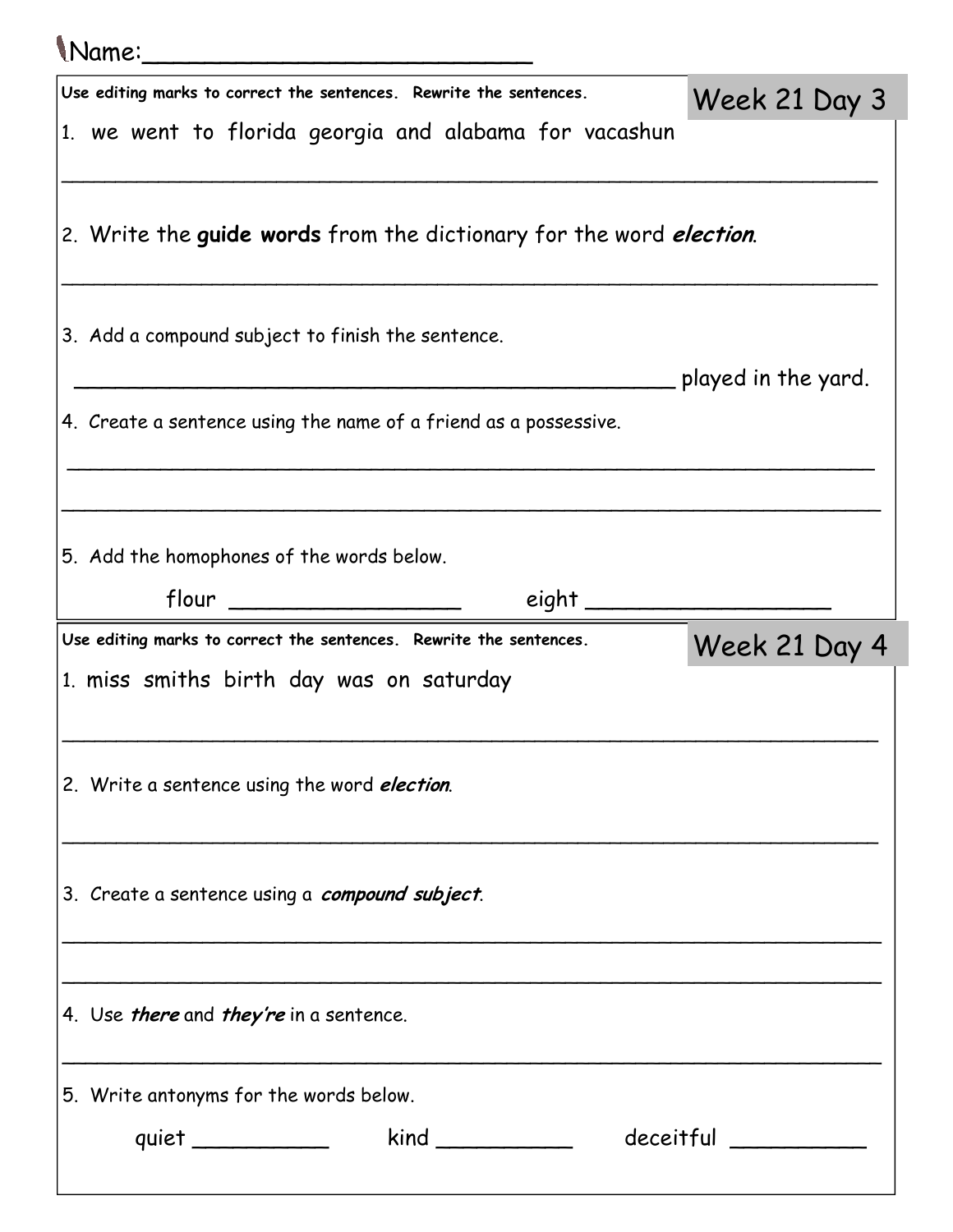Name:_________________________

## Week 21 Day 3

**Use editing marks to correct the sentences. Rewrite the sentences.**

1. we went to florida georgia and alabama for vacashun

_______________________________________________________________

2. Write the **guide words** from the dictionary for the word ***election***.

_______________________________________________________________

3. Add a compound subject to finish the sentence.

_____________________________________________ played in the yard.

4. Create a sentence using the name of a friend as a possessive.

_______________________________________________________________

_______________________________________________________________

5. Add the homophones of the words below.

flour _________________ eight _________________

## Week 21 Day 4

**Use editing marks to correct the sentences. Rewrite the sentences.**

1. miss smiths birth day was on saturday

_______________________________________________________________

2. Write a sentence using the word ***election***.

_______________________________________________________________

3. Create a sentence using a ***compound subject***.

_______________________________________________________________

_______________________________________________________________

4. Use ***there*** and ***they're*** in a sentence.

_______________________________________________________________

5. Write antonyms for the words below.

quiet __________ kind __________ deceitful __________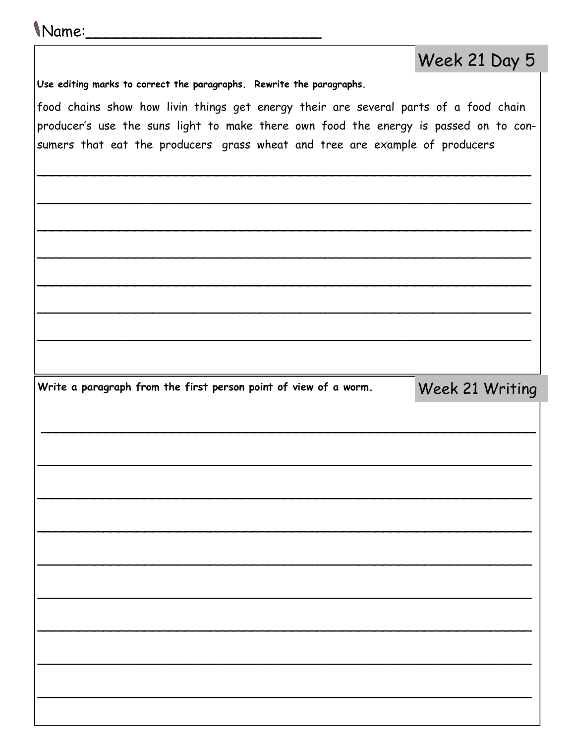Name:________________________

## Week 21 Day 5

**Use editing marks to correct the paragraphs. Rewrite the paragraphs.**

food chains show how livin things get energy their are several parts of a food chain producer's use the suns light to make there own food the energy is passed on to consumers that eat the producers grass wheat and tree are example of producers

______________________________________________________________

______________________________________________________________

______________________________________________________________

______________________________________________________________

______________________________________________________________

______________________________________________________________

______________________________________________________________

## Week 21 Writing

**Write a paragraph from the first person point of view of a worm.**

______________________________________________________________

______________________________________________________________

______________________________________________________________

______________________________________________________________

______________________________________________________________

______________________________________________________________

______________________________________________________________

______________________________________________________________

______________________________________________________________